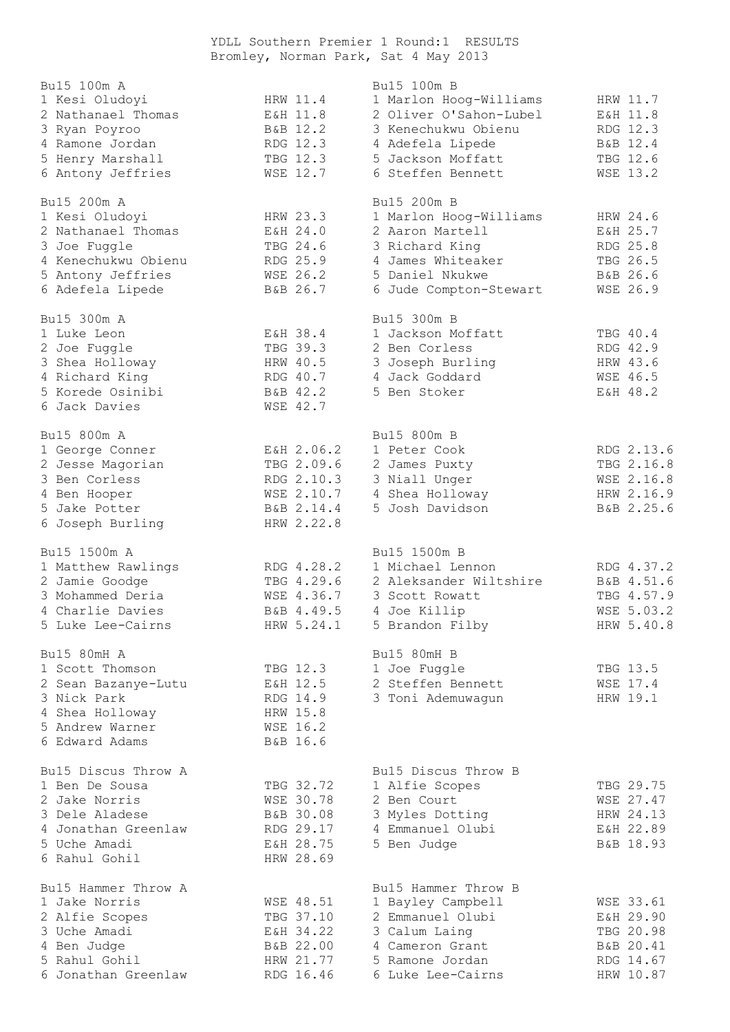# YDLL Southern Premier 1 Round:1 RESULTS

Bromley, Norman Park, Sat 4 May 2013

## Bu15 100m A

| Pos | Name | Club | Result |
|---|---|---|---|
| 1 | Kesi Oludoyi | HRW | 11.4 |
| 2 | Nathanael Thomas | E&H | 11.8 |
| 3 | Ryan Poyroo | B&B | 12.2 |
| 4 | Ramone Jordan | RDG | 12.3 |
| 5 | Henry Marshall | TBG | 12.3 |
| 6 | Antony Jeffries | WSE | 12.7 |

## Bu15 100m B

| Pos | Name | Club | Result |
|---|---|---|---|
| 1 | Marlon Hoog-Williams | HRW | 11.7 |
| 2 | Oliver O'Sahon-Lubel | E&H | 11.8 |
| 3 | Kenechukwu Obienu | RDG | 12.3 |
| 4 | Adefela Lipede | B&B | 12.4 |
| 5 | Jackson Moffatt | TBG | 12.6 |
| 6 | Steffen Bennett | WSE | 13.2 |

## Bu15 200m A

| Pos | Name | Club | Result |
|---|---|---|---|
| 1 | Kesi Oludoyi | HRW | 23.3 |
| 2 | Nathanael Thomas | E&H | 24.0 |
| 3 | Joe Fuggle | TBG | 24.6 |
| 4 | Kenechukwu Obienu | RDG | 25.9 |
| 5 | Antony Jeffries | WSE | 26.2 |
| 6 | Adefela Lipede | B&B | 26.7 |

## Bu15 200m B

| Pos | Name | Club | Result |
|---|---|---|---|
| 1 | Marlon Hoog-Williams | HRW | 24.6 |
| 2 | Aaron Martell | E&H | 25.7 |
| 3 | Richard King | RDG | 25.8 |
| 4 | James Whiteaker | TBG | 26.5 |
| 5 | Daniel Nkukwe | B&B | 26.6 |
| 6 | Jude Compton-Stewart | WSE | 26.9 |

## Bu15 300m A

| Pos | Name | Club | Result |
|---|---|---|---|
| 1 | Luke Leon | E&H | 38.4 |
| 2 | Joe Fuggle | TBG | 39.3 |
| 3 | Shea Holloway | HRW | 40.5 |
| 4 | Richard King | RDG | 40.7 |
| 5 | Korede Osinibi | B&B | 42.2 |
| 6 | Jack Davies | WSE | 42.7 |

## Bu15 300m B

| Pos | Name | Club | Result |
|---|---|---|---|
| 1 | Jackson Moffatt | TBG | 40.4 |
| 2 | Ben Corless | RDG | 42.9 |
| 3 | Joseph Burling | HRW | 43.6 |
| 4 | Jack Goddard | WSE | 46.5 |
| 5 | Ben Stoker | E&H | 48.2 |

## Bu15 800m A

| Pos | Name | Club | Result |
|---|---|---|---|
| 1 | George Conner | E&H | 2.06.2 |
| 2 | Jesse Magorian | TBG | 2.09.6 |
| 3 | Ben Corless | RDG | 2.10.3 |
| 4 | Ben Hooper | WSE | 2.10.7 |
| 5 | Jake Potter | B&B | 2.14.4 |
| 6 | Joseph Burling | HRW | 2.22.8 |

## Bu15 800m B

| Pos | Name | Club | Result |
|---|---|---|---|
| 1 | Peter Cook | RDG | 2.13.6 |
| 2 | James Puxty | TBG | 2.16.8 |
| 3 | Niall Unger | WSE | 2.16.8 |
| 4 | Shea Holloway | HRW | 2.16.9 |
| 5 | Josh Davidson | B&B | 2.25.6 |

## Bu15 1500m A

| Pos | Name | Club | Result |
|---|---|---|---|
| 1 | Matthew Rawlings | RDG | 4.28.2 |
| 2 | Jamie Goodge | TBG | 4.29.6 |
| 3 | Mohammed Deria | WSE | 4.36.7 |
| 4 | Charlie Davies | B&B | 4.49.5 |
| 5 | Luke Lee-Cairns | HRW | 5.24.1 |

## Bu15 1500m B

| Pos | Name | Club | Result |
|---|---|---|---|
| 1 | Michael Lennon | RDG | 4.37.2 |
| 2 | Aleksander Wiltshire | B&B | 4.51.6 |
| 3 | Scott Rowatt | TBG | 4.57.9 |
| 4 | Joe Killip | WSE | 5.03.2 |
| 5 | Brandon Filby | HRW | 5.40.8 |

## Bu15 80mH A

| Pos | Name | Club | Result |
|---|---|---|---|
| 1 | Scott Thomson | TBG | 12.3 |
| 2 | Sean Bazanye-Lutu | E&H | 12.5 |
| 3 | Nick Park | RDG | 14.9 |
| 4 | Shea Holloway | HRW | 15.8 |
| 5 | Andrew Warner | WSE | 16.2 |
| 6 | Edward Adams | B&B | 16.6 |

## Bu15 80mH B

| Pos | Name | Club | Result |
|---|---|---|---|
| 1 | Joe Fuggle | TBG | 13.5 |
| 2 | Steffen Bennett | WSE | 17.4 |
| 3 | Toni Ademuwagun | HRW | 19.1 |

## Bu15 Discus Throw A

| Pos | Name | Club | Result |
|---|---|---|---|
| 1 | Ben De Sousa | TBG | 32.72 |
| 2 | Jake Norris | WSE | 30.78 |
| 3 | Dele Aladese | B&B | 30.08 |
| 4 | Jonathan Greenlaw | RDG | 29.17 |
| 5 | Uche Amadi | E&H | 28.75 |
| 6 | Rahul Gohil | HRW | 28.69 |

## Bu15 Discus Throw B

| Pos | Name | Club | Result |
|---|---|---|---|
| 1 | Alfie Scopes | TBG | 29.75 |
| 2 | Ben Court | WSE | 27.47 |
| 3 | Myles Dotting | HRW | 24.13 |
| 4 | Emmanuel Olubi | E&H | 22.89 |
| 5 | Ben Judge | B&B | 18.93 |

## Bu15 Hammer Throw A

| Pos | Name | Club | Result |
|---|---|---|---|
| 1 | Jake Norris | WSE | 48.51 |
| 2 | Alfie Scopes | TBG | 37.10 |
| 3 | Uche Amadi | E&H | 34.22 |
| 4 | Ben Judge | B&B | 22.00 |
| 5 | Rahul Gohil | HRW | 21.77 |
| 6 | Jonathan Greenlaw | RDG | 16.46 |

## Bu15 Hammer Throw B

| Pos | Name | Club | Result |
|---|---|---|---|
| 1 | Bayley Campbell | WSE | 33.61 |
| 2 | Emmanuel Olubi | E&H | 29.90 |
| 3 | Calum Laing | TBG | 20.98 |
| 4 | Cameron Grant | B&B | 20.41 |
| 5 | Ramone Jordan | RDG | 14.67 |
| 6 | Luke Lee-Cairns | HRW | 10.87 |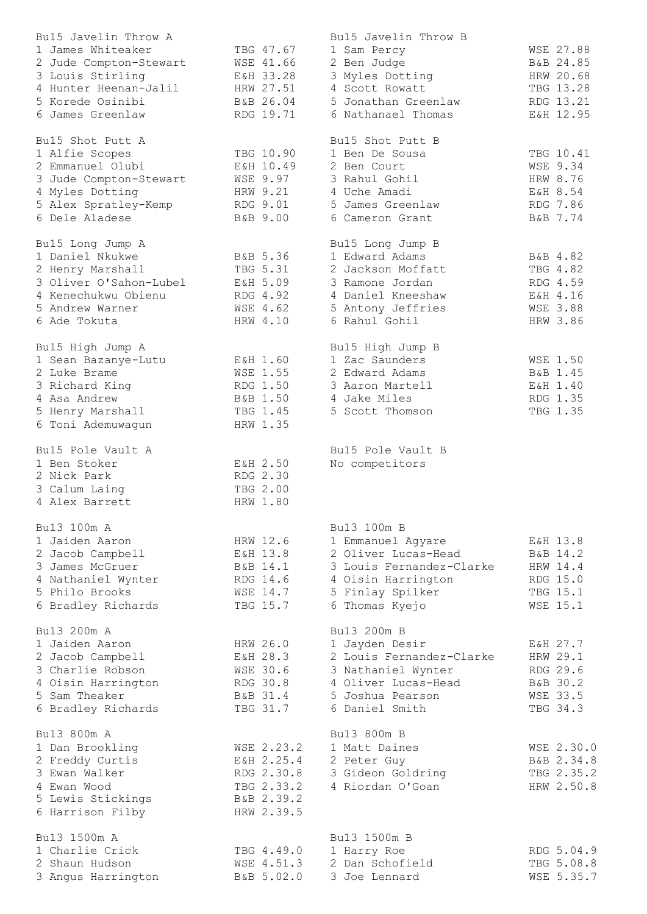Bu15 Javelin Throw A

1 James Whiteaker TBG 47.67
2 Jude Compton-Stewart WSE 41.66
3 Louis Stirling E&H 33.28
4 Hunter Heenan-Jalil HRW 27.51
5 Korede Osinibi B&B 26.04
6 James Greenlaw RDG 19.71

Bu15 Javelin Throw B

1 Sam Percy WSE 27.88
2 Ben Judge B&B 24.85
3 Myles Dotting HRW 20.68
4 Scott Rowatt TBG 13.28
5 Jonathan Greenlaw RDG 13.21
6 Nathanael Thomas E&H 12.95

Bu15 Shot Putt A

1 Alfie Scopes TBG 10.90
2 Emmanuel Olubi E&H 10.49
3 Jude Compton-Stewart WSE 9.97
4 Myles Dotting HRW 9.21
5 Alex Spratley-Kemp RDG 9.01
6 Dele Aladese B&B 9.00

Bu15 Shot Putt B

1 Ben De Sousa TBG 10.41
2 Ben Court WSE 9.34
3 Rahul Gohil HRW 8.76
4 Uche Amadi E&H 8.54
5 James Greenlaw RDG 7.86
6 Cameron Grant B&B 7.74

Bu15 Long Jump A

1 Daniel Nkukwe B&B 5.36
2 Henry Marshall TBG 5.31
3 Oliver O'Sahon-Lubel E&H 5.09
4 Kenechukwu Obienu RDG 4.92
5 Andrew Warner WSE 4.62
6 Ade Tokuta HRW 4.10

Bu15 Long Jump B

1 Edward Adams B&B 4.82
2 Jackson Moffatt TBG 4.82
3 Ramone Jordan RDG 4.59
4 Daniel Kneeshaw E&H 4.16
5 Antony Jeffries WSE 3.88
6 Rahul Gohil HRW 3.86

Bu15 High Jump A

1 Sean Bazanye-Lutu E&H 1.60
2 Luke Brame WSE 1.55
3 Richard King RDG 1.50
4 Asa Andrew B&B 1.50
5 Henry Marshall TBG 1.45
6 Toni Ademuwagun HRW 1.35

Bu15 High Jump B

1 Zac Saunders WSE 1.50
2 Edward Adams B&B 1.45
3 Aaron Martell E&H 1.40
4 Jake Miles RDG 1.35
5 Scott Thomson TBG 1.35

Bu15 Pole Vault A

1 Ben Stoker E&H 2.50
2 Nick Park RDG 2.30
3 Calum Laing TBG 2.00
4 Alex Barrett HRW 1.80

Bu15 Pole Vault B

No competitors

Bu13 100m A

1 Jaiden Aaron HRW 12.6
2 Jacob Campbell E&H 13.8
3 James McGruer B&B 14.1
4 Nathaniel Wynter RDG 14.6
5 Philo Brooks WSE 14.7
6 Bradley Richards TBG 15.7

Bu13 100m B

1 Emmanuel Agyare E&H 13.8
2 Oliver Lucas-Head B&B 14.2
3 Louis Fernandez-Clarke HRW 14.4
4 Oisin Harrington RDG 15.0
5 Finlay Spilker TBG 15.1
6 Thomas Kyejo WSE 15.1

Bu13 200m A

1 Jaiden Aaron HRW 26.0
2 Jacob Campbell E&H 28.3
3 Charlie Robson WSE 30.6
4 Oisin Harrington RDG 30.8
5 Sam Theaker B&B 31.4
6 Bradley Richards TBG 31.7

Bu13 200m B

1 Jayden Desir E&H 27.7
2 Louis Fernandez-Clarke HRW 29.1
3 Nathaniel Wynter RDG 29.6
4 Oliver Lucas-Head B&B 30.2
5 Joshua Pearson WSE 33.5
6 Daniel Smith TBG 34.3

Bu13 800m A

1 Dan Brookling WSE 2.23.2
2 Freddy Curtis E&H 2.25.4
3 Ewan Walker RDG 2.30.8
4 Ewan Wood TBG 2.33.2
5 Lewis Stickings B&B 2.39.2
6 Harrison Filby HRW 2.39.5

Bu13 800m B

1 Matt Daines WSE 2.30.0
2 Peter Guy B&B 2.34.8
3 Gideon Goldring TBG 2.35.2
4 Riordan O'Goan HRW 2.50.8

Bu13 1500m A

1 Charlie Crick TBG 4.49.0
2 Shaun Hudson WSE 4.51.3
3 Angus Harrington B&B 5.02.0

Bu13 1500m B

1 Harry Roe RDG 5.04.9
2 Dan Schofield TBG 5.08.8
3 Joe Lennard WSE 5.35.7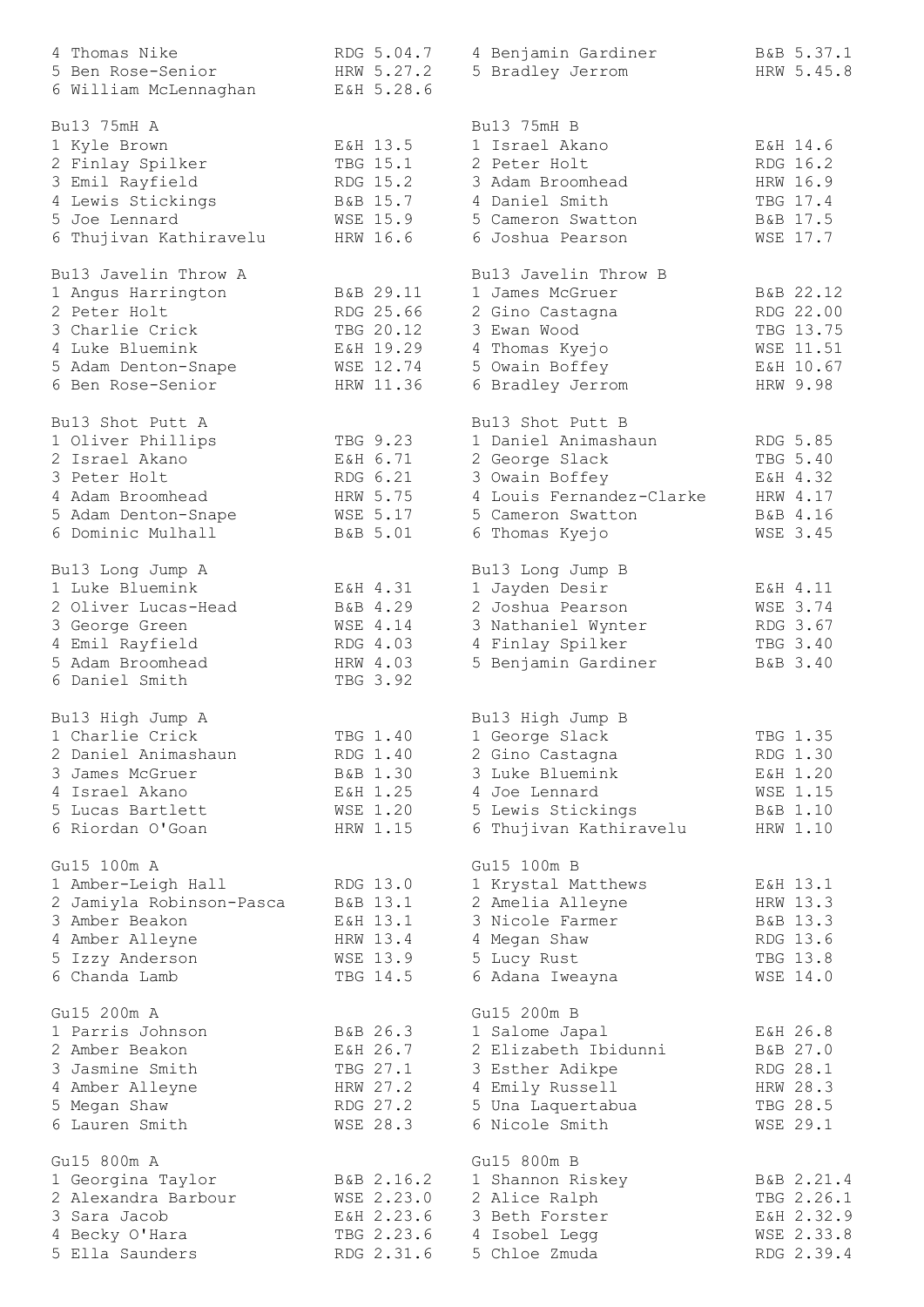| | | | |
|---|---|---|---|
| 4 Thomas Nike | RDG 5.04.7 | 4 Benjamin Gardiner | B&B 5.37.1 |
| 5 Ben Rose-Senior | HRW 5.27.2 | 5 Bradley Jerrom | HRW 5.45.8 |
| 6 William McLennaghan | E&H 5.28.6 | | |

| Bu13 75mH A | | Bu13 75mH B | |
|---|---|---|---|
| 1 Kyle Brown | E&H 13.5 | 1 Israel Akano | E&H 14.6 |
| 2 Finlay Spilker | TBG 15.1 | 2 Peter Holt | RDG 16.2 |
| 3 Emil Rayfield | RDG 15.2 | 3 Adam Broomhead | HRW 16.9 |
| 4 Lewis Stickings | B&B 15.7 | 4 Daniel Smith | TBG 17.4 |
| 5 Joe Lennard | WSE 15.9 | 5 Cameron Swatton | B&B 17.5 |
| 6 Thujivan Kathiravelu | HRW 16.6 | 6 Joshua Pearson | WSE 17.7 |

| Bu13 Javelin Throw A | | Bu13 Javelin Throw B | |
|---|---|---|---|
| 1 Angus Harrington | B&B 29.11 | 1 James McGruer | B&B 22.12 |
| 2 Peter Holt | RDG 25.66 | 2 Gino Castagna | RDG 22.00 |
| 3 Charlie Crick | TBG 20.12 | 3 Ewan Wood | TBG 13.75 |
| 4 Luke Bluemink | E&H 19.29 | 4 Thomas Kyejo | WSE 11.51 |
| 5 Adam Denton-Snape | WSE 12.74 | 5 Owain Boffey | E&H 10.67 |
| 6 Ben Rose-Senior | HRW 11.36 | 6 Bradley Jerrom | HRW 9.98 |

| Bu13 Shot Putt A | | Bu13 Shot Putt B | |
|---|---|---|---|
| 1 Oliver Phillips | TBG 9.23 | 1 Daniel Animashaun | RDG 5.85 |
| 2 Israel Akano | E&H 6.71 | 2 George Slack | TBG 5.40 |
| 3 Peter Holt | RDG 6.21 | 3 Owain Boffey | E&H 4.32 |
| 4 Adam Broomhead | HRW 5.75 | 4 Louis Fernandez-Clarke | HRW 4.17 |
| 5 Adam Denton-Snape | WSE 5.17 | 5 Cameron Swatton | B&B 4.16 |
| 6 Dominic Mulhall | B&B 5.01 | 6 Thomas Kyejo | WSE 3.45 |

| Bu13 Long Jump A | | Bu13 Long Jump B | |
|---|---|---|---|
| 1 Luke Bluemink | E&H 4.31 | 1 Jayden Desir | E&H 4.11 |
| 2 Oliver Lucas-Head | B&B 4.29 | 2 Joshua Pearson | WSE 3.74 |
| 3 George Green | WSE 4.14 | 3 Nathaniel Wynter | RDG 3.67 |
| 4 Emil Rayfield | RDG 4.03 | 4 Finlay Spilker | TBG 3.40 |
| 5 Adam Broomhead | HRW 4.03 | 5 Benjamin Gardiner | B&B 3.40 |
| 6 Daniel Smith | TBG 3.92 | | |

| Bu13 High Jump A | | Bu13 High Jump B | |
|---|---|---|---|
| 1 Charlie Crick | TBG 1.40 | 1 George Slack | TBG 1.35 |
| 2 Daniel Animashaun | RDG 1.40 | 2 Gino Castagna | RDG 1.30 |
| 3 James McGruer | B&B 1.30 | 3 Luke Bluemink | E&H 1.20 |
| 4 Israel Akano | E&H 1.25 | 4 Joe Lennard | WSE 1.15 |
| 5 Lucas Bartlett | WSE 1.20 | 5 Lewis Stickings | B&B 1.10 |
| 6 Riordan O'Goan | HRW 1.15 | 6 Thujivan Kathiravelu | HRW 1.10 |

| Gu15 100m A | | Gu15 100m B | |
|---|---|---|---|
| 1 Amber-Leigh Hall | RDG 13.0 | 1 Krystal Matthews | E&H 13.1 |
| 2 Jamiyla Robinson-Pasca | B&B 13.1 | 2 Amelia Alleyne | HRW 13.3 |
| 3 Amber Beakon | E&H 13.1 | 3 Nicole Farmer | B&B 13.3 |
| 4 Amber Alleyne | HRW 13.4 | 4 Megan Shaw | RDG 13.6 |
| 5 Izzy Anderson | WSE 13.9 | 5 Lucy Rust | TBG 13.8 |
| 6 Chanda Lamb | TBG 14.5 | 6 Adana Iweayna | WSE 14.0 |

| Gu15 200m A | | Gu15 200m B | |
|---|---|---|---|
| 1 Parris Johnson | B&B 26.3 | 1 Salome Japal | E&H 26.8 |
| 2 Amber Beakon | E&H 26.7 | 2 Elizabeth Ibidunni | B&B 27.0 |
| 3 Jasmine Smith | TBG 27.1 | 3 Esther Adikpe | RDG 28.1 |
| 4 Amber Alleyne | HRW 27.2 | 4 Emily Russell | HRW 28.3 |
| 5 Megan Shaw | RDG 27.2 | 5 Una Laquertabua | TBG 28.5 |
| 6 Lauren Smith | WSE 28.3 | 6 Nicole Smith | WSE 29.1 |

| Gu15 800m A | | Gu15 800m B | |
|---|---|---|---|
| 1 Georgina Taylor | B&B 2.16.2 | 1 Shannon Riskey | B&B 2.21.4 |
| 2 Alexandra Barbour | WSE 2.23.0 | 2 Alice Ralph | TBG 2.26.1 |
| 3 Sara Jacob | E&H 2.23.6 | 3 Beth Forster | E&H 2.32.9 |
| 4 Becky O'Hara | TBG 2.23.6 | 4 Isobel Legg | WSE 2.33.8 |
| 5 Ella Saunders | RDG 2.31.6 | 5 Chloe Zmuda | RDG 2.39.4 |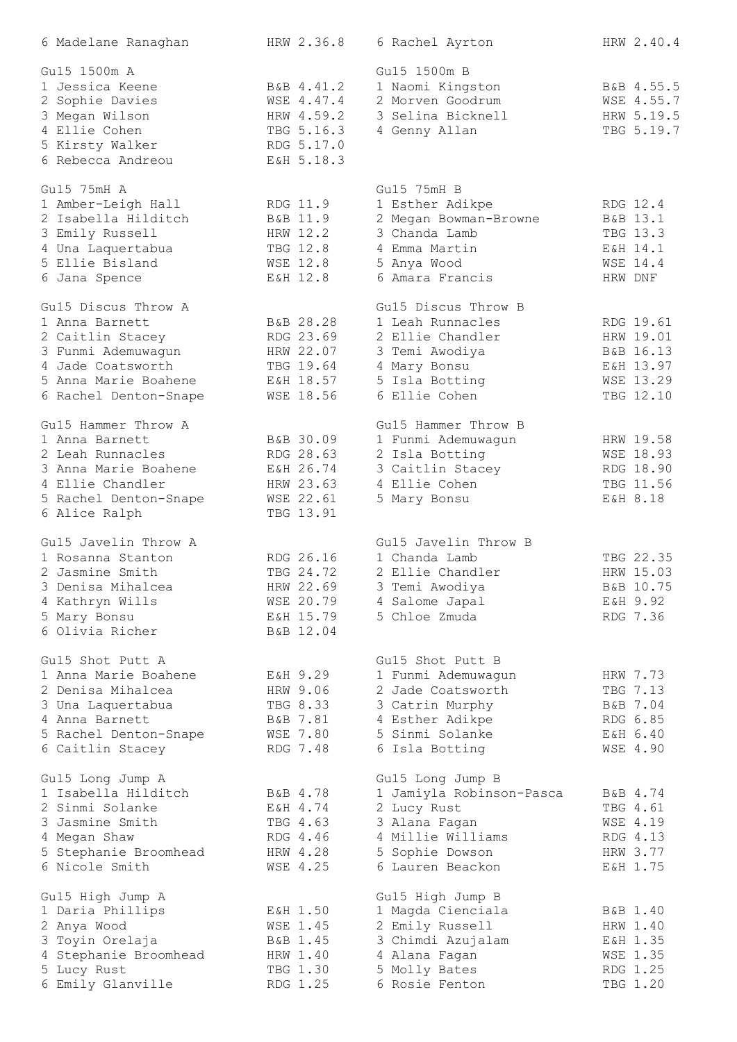| | | | | | |
|---|---|---|---|---|---|
| 6 Madelane Ranaghan | HRW | 2.36.8 | 6 Rachel Ayrton | HRW | 2.40.4 |

**Gu15 1500m A**

| Pos | Name | Club | Result |
|---|---|---|---|
| 1 | Jessica Keene | B&B | 4.41.2 |
| 2 | Sophie Davies | WSE | 4.47.4 |
| 3 | Megan Wilson | HRW | 4.59.2 |
| 4 | Ellie Cohen | TBG | 5.16.3 |
| 5 | Kirsty Walker | RDG | 5.17.0 |
| 6 | Rebecca Andreou | E&H | 5.18.3 |

**Gu15 1500m B**

| Pos | Name | Club | Result |
|---|---|---|---|
| 1 | Naomi Kingston | B&B | 4.55.5 |
| 2 | Morven Goodrum | WSE | 4.55.7 |
| 3 | Selina Bicknell | HRW | 5.19.5 |
| 4 | Genny Allan | TBG | 5.19.7 |

**Gu15 75mH A**

| Pos | Name | Club | Result |
|---|---|---|---|
| 1 | Amber-Leigh Hall | RDG | 11.9 |
| 2 | Isabella Hilditch | B&B | 11.9 |
| 3 | Emily Russell | HRW | 12.2 |
| 4 | Una Laquertabua | TBG | 12.8 |
| 5 | Ellie Bisland | WSE | 12.8 |
| 6 | Jana Spence | E&H | 12.8 |

**Gu15 75mH B**

| Pos | Name | Club | Result |
|---|---|---|---|
| 1 | Esther Adikpe | RDG | 12.4 |
| 2 | Megan Bowman-Browne | B&B | 13.1 |
| 3 | Chanda Lamb | TBG | 13.3 |
| 4 | Emma Martin | E&H | 14.1 |
| 5 | Anya Wood | WSE | 14.4 |
| 6 | Amara Francis | HRW | DNF |

**Gu15 Discus Throw A**

| Pos | Name | Club | Result |
|---|---|---|---|
| 1 | Anna Barnett | B&B | 28.28 |
| 2 | Caitlin Stacey | RDG | 23.69 |
| 3 | Funmi Ademuwagun | HRW | 22.07 |
| 4 | Jade Coatsworth | TBG | 19.64 |
| 5 | Anna Marie Boahene | E&H | 18.57 |
| 6 | Rachel Denton-Snape | WSE | 18.56 |

**Gu15 Discus Throw B**

| Pos | Name | Club | Result |
|---|---|---|---|
| 1 | Leah Runnacles | RDG | 19.61 |
| 2 | Ellie Chandler | HRW | 19.01 |
| 3 | Temi Awodiya | B&B | 16.13 |
| 4 | Mary Bonsu | E&H | 13.97 |
| 5 | Isla Botting | WSE | 13.29 |
| 6 | Ellie Cohen | TBG | 12.10 |

**Gu15 Hammer Throw A**

| Pos | Name | Club | Result |
|---|---|---|---|
| 1 | Anna Barnett | B&B | 30.09 |
| 2 | Leah Runnacles | RDG | 28.63 |
| 3 | Anna Marie Boahene | E&H | 26.74 |
| 4 | Ellie Chandler | HRW | 23.63 |
| 5 | Rachel Denton-Snape | WSE | 22.61 |
| 6 | Alice Ralph | TBG | 13.91 |

**Gu15 Hammer Throw B**

| Pos | Name | Club | Result |
|---|---|---|---|
| 1 | Funmi Ademuwagun | HRW | 19.58 |
| 2 | Isla Botting | WSE | 18.93 |
| 3 | Caitlin Stacey | RDG | 18.90 |
| 4 | Ellie Cohen | TBG | 11.56 |
| 5 | Mary Bonsu | E&H | 8.18 |

**Gu15 Javelin Throw A**

| Pos | Name | Club | Result |
|---|---|---|---|
| 1 | Rosanna Stanton | RDG | 26.16 |
| 2 | Jasmine Smith | TBG | 24.72 |
| 3 | Denisa Mihalcea | HRW | 22.69 |
| 4 | Kathryn Wills | WSE | 20.79 |
| 5 | Mary Bonsu | E&H | 15.79 |
| 6 | Olivia Richer | B&B | 12.04 |

**Gu15 Javelin Throw B**

| Pos | Name | Club | Result |
|---|---|---|---|
| 1 | Chanda Lamb | TBG | 22.35 |
| 2 | Ellie Chandler | HRW | 15.03 |
| 3 | Temi Awodiya | B&B | 10.75 |
| 4 | Salome Japal | E&H | 9.92 |
| 5 | Chloe Zmuda | RDG | 7.36 |

**Gu15 Shot Putt A**

| Pos | Name | Club | Result |
|---|---|---|---|
| 1 | Anna Marie Boahene | E&H | 9.29 |
| 2 | Denisa Mihalcea | HRW | 9.06 |
| 3 | Una Laquertabua | TBG | 8.33 |
| 4 | Anna Barnett | B&B | 7.81 |
| 5 | Rachel Denton-Snape | WSE | 7.80 |
| 6 | Caitlin Stacey | RDG | 7.48 |

**Gu15 Shot Putt B**

| Pos | Name | Club | Result |
|---|---|---|---|
| 1 | Funmi Ademuwagun | HRW | 7.73 |
| 2 | Jade Coatsworth | TBG | 7.13 |
| 3 | Catrin Murphy | B&B | 7.04 |
| 4 | Esther Adikpe | RDG | 6.85 |
| 5 | Sinmi Solanke | E&H | 6.40 |
| 6 | Isla Botting | WSE | 4.90 |

**Gu15 Long Jump A**

| Pos | Name | Club | Result |
|---|---|---|---|
| 1 | Isabella Hilditch | B&B | 4.78 |
| 2 | Sinmi Solanke | E&H | 4.74 |
| 3 | Jasmine Smith | TBG | 4.63 |
| 4 | Megan Shaw | RDG | 4.46 |
| 5 | Stephanie Broomhead | HRW | 4.28 |
| 6 | Nicole Smith | WSE | 4.25 |

**Gu15 Long Jump B**

| Pos | Name | Club | Result |
|---|---|---|---|
| 1 | Jamiyla Robinson-Pasca | B&B | 4.74 |
| 2 | Lucy Rust | TBG | 4.61 |
| 3 | Alana Fagan | WSE | 4.19 |
| 4 | Millie Williams | RDG | 4.13 |
| 5 | Sophie Dowson | HRW | 3.77 |
| 6 | Lauren Beackon | E&H | 1.75 |

**Gu15 High Jump A**

| Pos | Name | Club | Result |
|---|---|---|---|
| 1 | Daria Phillips | E&H | 1.50 |
| 2 | Anya Wood | WSE | 1.45 |
| 3 | Toyin Orelaja | B&B | 1.45 |
| 4 | Stephanie Broomhead | HRW | 1.40 |
| 5 | Lucy Rust | TBG | 1.30 |
| 6 | Emily Glanville | RDG | 1.25 |

**Gu15 High Jump B**

| Pos | Name | Club | Result |
|---|---|---|---|
| 1 | Magda Cienciala | B&B | 1.40 |
| 2 | Emily Russell | HRW | 1.40 |
| 3 | Chimdi Azujalam | E&H | 1.35 |
| 4 | Alana Fagan | WSE | 1.35 |
| 5 | Molly Bates | RDG | 1.25 |
| 6 | Rosie Fenton | TBG | 1.20 |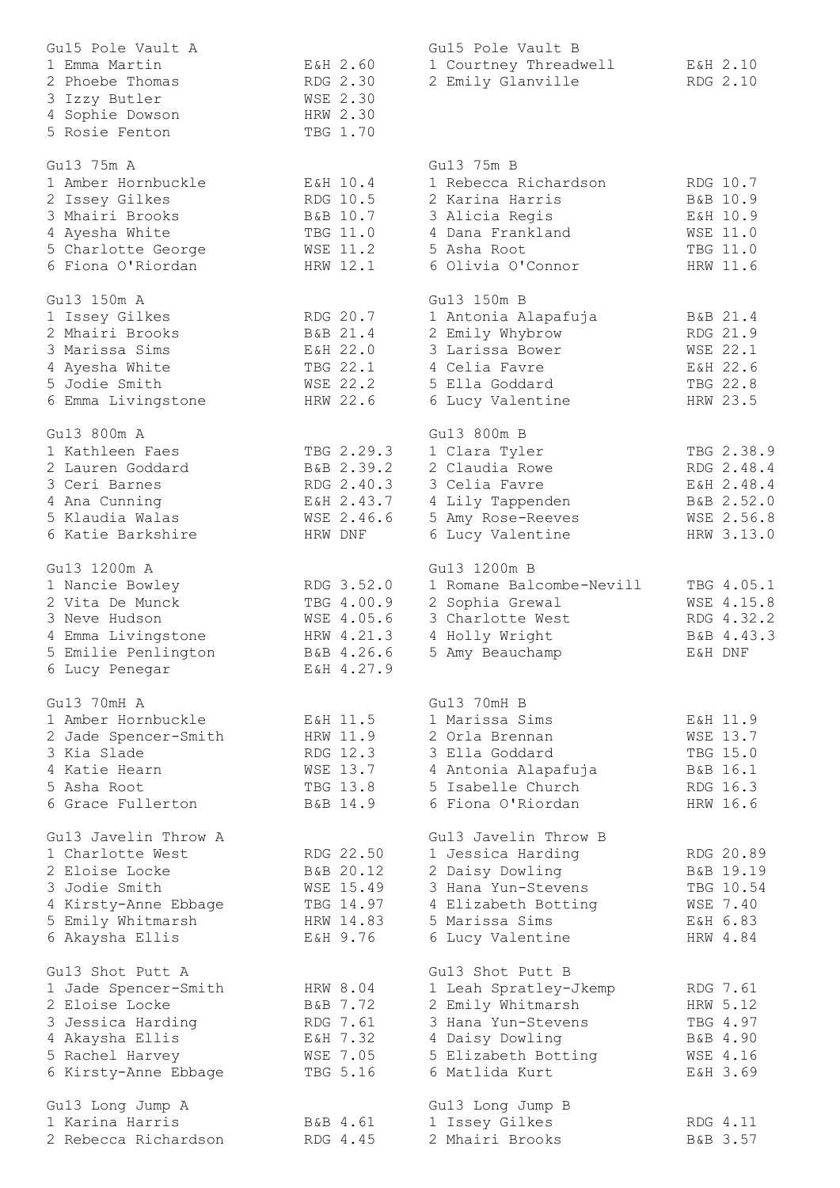**Gu15 Pole Vault A**

| Pos | Name | Club | Result |
|---|---|---|---|
| 1 | Emma Martin | E&H | 2.60 |
| 2 | Phoebe Thomas | RDG | 2.30 |
| 3 | Izzy Butler | WSE | 2.30 |
| 4 | Sophie Dowson | HRW | 2.30 |
| 5 | Rosie Fenton | TBG | 1.70 |

**Gu15 Pole Vault B**

| Pos | Name | Club | Result |
|---|---|---|---|
| 1 | Courtney Threadwell | E&H | 2.10 |
| 2 | Emily Glanville | RDG | 2.10 |

**Gu13 75m A**

| Pos | Name | Club | Result |
|---|---|---|---|
| 1 | Amber Hornbuckle | E&H | 10.4 |
| 2 | Issey Gilkes | RDG | 10.5 |
| 3 | Mhairi Brooks | B&B | 10.7 |
| 4 | Ayesha White | TBG | 11.0 |
| 5 | Charlotte George | WSE | 11.2 |
| 6 | Fiona O'Riordan | HRW | 12.1 |

**Gu13 75m B**

| Pos | Name | Club | Result |
|---|---|---|---|
| 1 | Rebecca Richardson | RDG | 10.7 |
| 2 | Karina Harris | B&B | 10.9 |
| 3 | Alicia Regis | E&H | 10.9 |
| 4 | Dana Frankland | WSE | 11.0 |
| 5 | Asha Root | TBG | 11.0 |
| 6 | Olivia O'Connor | HRW | 11.6 |

**Gu13 150m A**

| Pos | Name | Club | Result |
|---|---|---|---|
| 1 | Issey Gilkes | RDG | 20.7 |
| 2 | Mhairi Brooks | B&B | 21.4 |
| 3 | Marissa Sims | E&H | 22.0 |
| 4 | Ayesha White | TBG | 22.1 |
| 5 | Jodie Smith | WSE | 22.2 |
| 6 | Emma Livingstone | HRW | 22.6 |

**Gu13 150m B**

| Pos | Name | Club | Result |
|---|---|---|---|
| 1 | Antonia Alapafuja | B&B | 21.4 |
| 2 | Emily Whybrow | RDG | 21.9 |
| 3 | Larissa Bower | WSE | 22.1 |
| 4 | Celia Favre | E&H | 22.6 |
| 5 | Ella Goddard | TBG | 22.8 |
| 6 | Lucy Valentine | HRW | 23.5 |

**Gu13 800m A**

| Pos | Name | Club | Result |
|---|---|---|---|
| 1 | Kathleen Faes | TBG | 2.29.3 |
| 2 | Lauren Goddard | B&B | 2.39.2 |
| 3 | Ceri Barnes | RDG | 2.40.3 |
| 4 | Ana Cunning | E&H | 2.43.7 |
| 5 | Klaudia Walas | WSE | 2.46.6 |
| 6 | Katie Barkshire | HRW | DNF |

**Gu13 800m B**

| Pos | Name | Club | Result |
|---|---|---|---|
| 1 | Clara Tyler | TBG | 2.38.9 |
| 2 | Claudia Rowe | RDG | 2.48.4 |
| 3 | Celia Favre | E&H | 2.48.4 |
| 4 | Lily Tappenden | B&B | 2.52.0 |
| 5 | Amy Rose-Reeves | WSE | 2.56.8 |
| 6 | Lucy Valentine | HRW | 3.13.0 |

**Gu13 1200m A**

| Pos | Name | Club | Result |
|---|---|---|---|
| 1 | Nancie Bowley | RDG | 3.52.0 |
| 2 | Vita De Munck | TBG | 4.00.9 |
| 3 | Neve Hudson | WSE | 4.05.6 |
| 4 | Emma Livingstone | HRW | 4.21.3 |
| 5 | Emilie Penlington | B&B | 4.26.6 |
| 6 | Lucy Penegar | E&H | 4.27.9 |

**Gu13 1200m B**

| Pos | Name | Club | Result |
|---|---|---|---|
| 1 | Romane Balcombe-Nevill | TBG | 4.05.1 |
| 2 | Sophia Grewal | WSE | 4.15.8 |
| 3 | Charlotte West | RDG | 4.32.2 |
| 4 | Holly Wright | B&B | 4.43.3 |
| 5 | Amy Beauchamp | E&H | DNF |

**Gu13 70mH A**

| Pos | Name | Club | Result |
|---|---|---|---|
| 1 | Amber Hornbuckle | E&H | 11.5 |
| 2 | Jade Spencer-Smith | HRW | 11.9 |
| 3 | Kia Slade | RDG | 12.3 |
| 4 | Katie Hearn | WSE | 13.7 |
| 5 | Asha Root | TBG | 13.8 |
| 6 | Grace Fullerton | B&B | 14.9 |

**Gu13 70mH B**

| Pos | Name | Club | Result |
|---|---|---|---|
| 1 | Marissa Sims | E&H | 11.9 |
| 2 | Orla Brennan | WSE | 13.7 |
| 3 | Ella Goddard | TBG | 15.0 |
| 4 | Antonia Alapafuja | B&B | 16.1 |
| 5 | Isabelle Church | RDG | 16.3 |
| 6 | Fiona O'Riordan | HRW | 16.6 |

**Gu13 Javelin Throw A**

| Pos | Name | Club | Result |
|---|---|---|---|
| 1 | Charlotte West | RDG | 22.50 |
| 2 | Eloise Locke | B&B | 20.12 |
| 3 | Jodie Smith | WSE | 15.49 |
| 4 | Kirsty-Anne Ebbage | TBG | 14.97 |
| 5 | Emily Whitmarsh | HRW | 14.83 |
| 6 | Akaysha Ellis | E&H | 9.76 |

**Gu13 Javelin Throw B**

| Pos | Name | Club | Result |
|---|---|---|---|
| 1 | Jessica Harding | RDG | 20.89 |
| 2 | Daisy Dowling | B&B | 19.19 |
| 3 | Hana Yun-Stevens | TBG | 10.54 |
| 4 | Elizabeth Botting | WSE | 7.40 |
| 5 | Marissa Sims | E&H | 6.83 |
| 6 | Lucy Valentine | HRW | 4.84 |

**Gu13 Shot Putt A**

| Pos | Name | Club | Result |
|---|---|---|---|
| 1 | Jade Spencer-Smith | HRW | 8.04 |
| 2 | Eloise Locke | B&B | 7.72 |
| 3 | Jessica Harding | RDG | 7.61 |
| 4 | Akaysha Ellis | E&H | 7.32 |
| 5 | Rachel Harvey | WSE | 7.05 |
| 6 | Kirsty-Anne Ebbage | TBG | 5.16 |

**Gu13 Shot Putt B**

| Pos | Name | Club | Result |
|---|---|---|---|
| 1 | Leah Spratley-Jkemp | RDG | 7.61 |
| 2 | Emily Whitmarsh | HRW | 5.12 |
| 3 | Hana Yun-Stevens | TBG | 4.97 |
| 4 | Daisy Dowling | B&B | 4.90 |
| 5 | Elizabeth Botting | WSE | 4.16 |
| 6 | Matlida Kurt | E&H | 3.69 |

**Gu13 Long Jump A**

| Pos | Name | Club | Result |
|---|---|---|---|
| 1 | Karina Harris | B&B | 4.61 |
| 2 | Rebecca Richardson | RDG | 4.45 |

**Gu13 Long Jump B**

| Pos | Name | Club | Result |
|---|---|---|---|
| 1 | Issey Gilkes | RDG | 4.11 |
| 2 | Mhairi Brooks | B&B | 3.57 |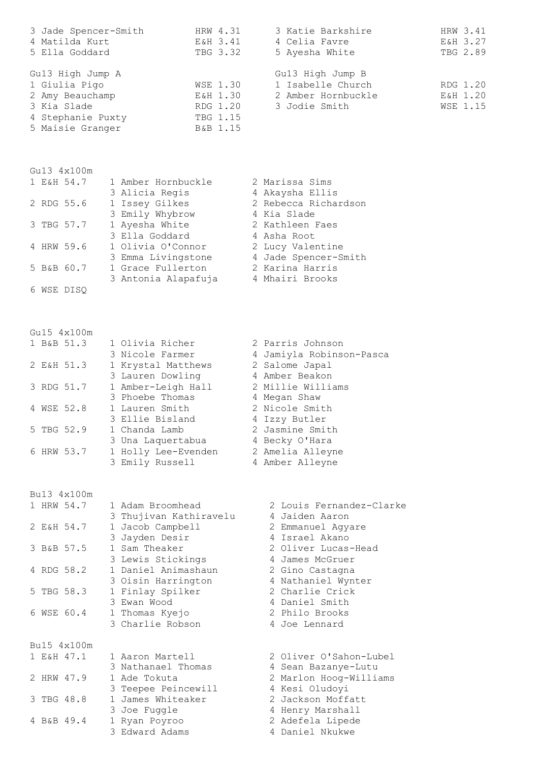| | | | | | |
|---|---|---|---|---|---|
| 3 Jade Spencer-Smith | HRW | 4.31 | 3 Katie Barkshire | HRW | 3.41 |
| 4 Matilda Kurt | E&H | 3.41 | 4 Celia Favre | E&H | 3.27 |
| 5 Ella Goddard | TBG | 3.32 | 5 Ayesha White | TBG | 2.89 |

| Gu13 High Jump A | | | Gu13 High Jump B | | |
|---|---|---|---|---|---|
| 1 Giulia Pigo | WSE | 1.30 | 1 Isabelle Church | RDG | 1.20 |
| 2 Amy Beauchamp | E&H | 1.30 | 2 Amber Hornbuckle | E&H | 1.20 |
| 3 Kia Slade | RDG | 1.20 | 3 Jodie Smith | WSE | 1.15 |
| 4 Stephanie Puxty | TBG | 1.15 | | | |
| 5 Maisie Granger | B&B | 1.15 | | | |

Gu13 4x100m

| Pos | Team | Time | | |
|---|---|---|---|---|
| 1 | E&H | 54.7 | 1 Amber Hornbuckle | 2 Marissa Sims |
| | | | 3 Alicia Regis | 4 Akaysha Ellis |
| 2 | RDG | 55.6 | 1 Issey Gilkes | 2 Rebecca Richardson |
| | | | 3 Emily Whybrow | 4 Kia Slade |
| 3 | TBG | 57.7 | 1 Ayesha White | 2 Kathleen Faes |
| | | | 3 Ella Goddard | 4 Asha Root |
| 4 | HRW | 59.6 | 1 Olivia O'Connor | 2 Lucy Valentine |
| | | | 3 Emma Livingstone | 4 Jade Spencer-Smith |
| 5 | B&B | 60.7 | 1 Grace Fullerton | 2 Karina Harris |
| | | | 3 Antonia Alapafuja | 4 Mhairi Brooks |
| 6 | WSE | DISQ | | |

Gu15 4x100m

| Pos | Team | Time | | |
|---|---|---|---|---|
| 1 | B&B | 51.3 | 1 Olivia Richer | 2 Parris Johnson |
| | | | 3 Nicole Farmer | 4 Jamiyla Robinson-Pasca |
| 2 | E&H | 51.3 | 1 Krystal Matthews | 2 Salome Japal |
| | | | 3 Lauren Dowling | 4 Amber Beakon |
| 3 | RDG | 51.7 | 1 Amber-Leigh Hall | 2 Millie Williams |
| | | | 3 Phoebe Thomas | 4 Megan Shaw |
| 4 | WSE | 52.8 | 1 Lauren Smith | 2 Nicole Smith |
| | | | 3 Ellie Bisland | 4 Izzy Butler |
| 5 | TBG | 52.9 | 1 Chanda Lamb | 2 Jasmine Smith |
| | | | 3 Una Laquertabua | 4 Becky O'Hara |
| 6 | HRW | 53.7 | 1 Holly Lee-Evenden | 2 Amelia Alleyne |
| | | | 3 Emily Russell | 4 Amber Alleyne |

Bu13 4x100m

| Pos | Team | Time | | |
|---|---|---|---|---|
| 1 | HRW | 54.7 | 1 Adam Broomhead | 2 Louis Fernandez-Clarke |
| | | | 3 Thujivan Kathiravelu | 4 Jaiden Aaron |
| 2 | E&H | 54.7 | 1 Jacob Campbell | 2 Emmanuel Agyare |
| | | | 3 Jayden Desir | 4 Israel Akano |
| 3 | B&B | 57.5 | 1 Sam Theaker | 2 Oliver Lucas-Head |
| | | | 3 Lewis Stickings | 4 James McGruer |
| 4 | RDG | 58.2 | 1 Daniel Animashaun | 2 Gino Castagna |
| | | | 3 Oisin Harrington | 4 Nathaniel Wynter |
| 5 | TBG | 58.3 | 1 Finlay Spilker | 2 Charlie Crick |
| | | | 3 Ewan Wood | 4 Daniel Smith |
| 6 | WSE | 60.4 | 1 Thomas Kyejo | 2 Philo Brooks |
| | | | 3 Charlie Robson | 4 Joe Lennard |

Bu15 4x100m

| Pos | Team | Time | | |
|---|---|---|---|---|
| 1 | E&H | 47.1 | 1 Aaron Martell | 2 Oliver O'Sahon-Lubel |
| | | | 3 Nathanael Thomas | 4 Sean Bazanye-Lutu |
| 2 | HRW | 47.9 | 1 Ade Tokuta | 2 Marlon Hoog-Williams |
| | | | 3 Teepee Peincewill | 4 Kesi Oludoyi |
| 3 | TBG | 48.8 | 1 James Whiteaker | 2 Jackson Moffatt |
| | | | 3 Joe Fuggle | 4 Henry Marshall |
| 4 | B&B | 49.4 | 1 Ryan Poyroo | 2 Adefela Lipede |
| | | | 3 Edward Adams | 4 Daniel Nkukwe |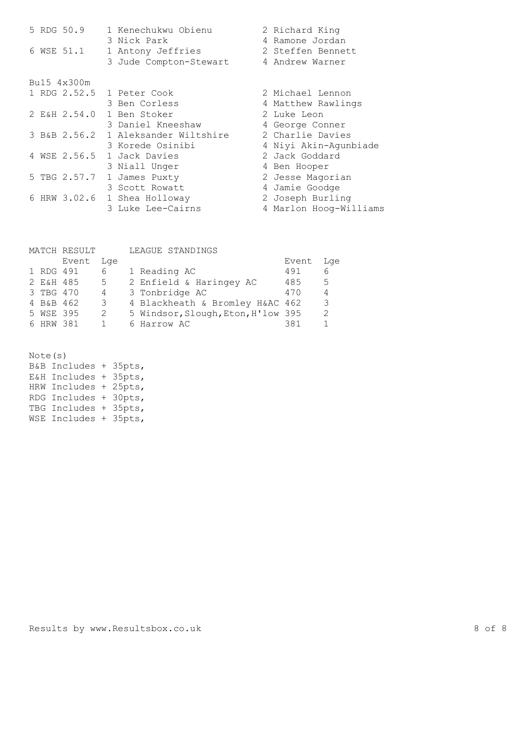| | | | |
|---|---|---|---|
| 5 RDG 50.9 | 1 Kenechukwu Obienu | 2 Richard King | |
| | 3 Nick Park | 4 Ramone Jordan | |
| 6 WSE 51.1 | 1 Antony Jeffries | 2 Steffen Bennett | |
| | 3 Jude Compton-Stewart | 4 Andrew Warner | |

## Bu15 4x300m

| | | |
|---|---|---|
| 1 RDG 2.52.5 | 1 Peter Cook | 2 Michael Lennon |
| | 3 Ben Corless | 4 Matthew Rawlings |
| 2 E&H 2.54.0 | 1 Ben Stoker | 2 Luke Leon |
| | 3 Daniel Kneeshaw | 4 George Conner |
| 3 B&B 2.56.2 | 1 Aleksander Wiltshire | 2 Charlie Davies |
| | 3 Korede Osinibi | 4 Niyi Akin-Agunbiade |
| 4 WSE 2.56.5 | 1 Jack Davies | 2 Jack Goddard |
| | 3 Niall Unger | 4 Ben Hooper |
| 5 TBG 2.57.7 | 1 James Puxty | 2 Jesse Magorian |
| | 3 Scott Rowatt | 4 Jamie Goodge |
| 6 HRW 3.02.6 | 1 Shea Holloway | 2 Joseph Burling |
| | 3 Luke Lee-Cairns | 4 Marlon Hoog-Williams |

## MATCH RESULT / LEAGUE STANDINGS

| MATCH RESULT | Event | Lge | LEAGUE STANDINGS | Event | Lge |
|---|---|---|---|---|---|
| 1 RDG | 491 | 6 | 1 Reading AC | 491 | 6 |
| 2 E&H | 485 | 5 | 2 Enfield & Haringey AC | 485 | 5 |
| 3 TBG | 470 | 4 | 3 Tonbridge AC | 470 | 4 |
| 4 B&B | 462 | 3 | 4 Blackheath & Bromley H&AC | 462 | 3 |
| 5 WSE | 395 | 2 | 5 Windsor,Slough,Eton,H'low | 395 | 2 |
| 6 HRW | 381 | 1 | 6 Harrow AC | 381 | 1 |

Note(s)

B&B Includes + 35pts,
E&H Includes + 35pts,
HRW Includes + 25pts,
RDG Includes + 30pts,
TBG Includes + 35pts,
WSE Includes + 35pts,

Results by www.Resultsbox.co.uk